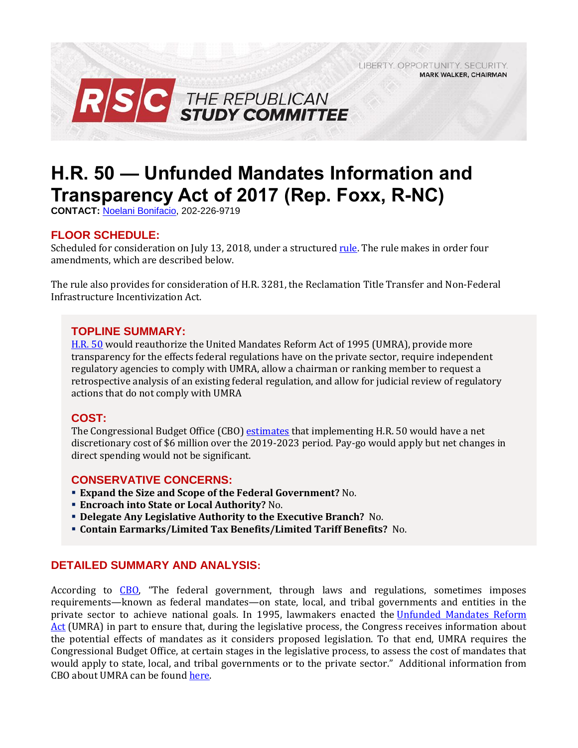LIBERTY. OPPORTUNITY. SECURITY.
**MARK WALKER, CHAIRMAN**

**RSC THE REPUBLICAN STUDY COMMITTEE**

# H.R. 50 — Unfunded Mandates Information and Transparency Act of 2017 (Rep. Foxx, R-NC)

**CONTACT:** Noelani Bonifacio, 202-226-9719

## FLOOR SCHEDULE:

Scheduled for consideration on July 13, 2018, under a structured rule. The rule makes in order four amendments, which are described below.

The rule also provides for consideration of H.R. 3281, the Reclamation Title Transfer and Non-Federal Infrastructure Incentivization Act.

## TOPLINE SUMMARY:

H.R. 50 would reauthorize the United Mandates Reform Act of 1995 (UMRA), provide more transparency for the effects federal regulations have on the private sector, require independent regulatory agencies to comply with UMRA, allow a chairman or ranking member to request a retrospective analysis of an existing federal regulation, and allow for judicial review of regulatory actions that do not comply with UMRA

## COST:

The Congressional Budget Office (CBO) estimates that implementing H.R. 50 would have a net discretionary cost of $6 million over the 2019-2023 period. Pay-go would apply but net changes in direct spending would not be significant.

## CONSERVATIVE CONCERNS:

- **Expand the Size and Scope of the Federal Government?** No.
- **Encroach into State or Local Authority?** No.
- **Delegate Any Legislative Authority to the Executive Branch?** No.
- **Contain Earmarks/Limited Tax Benefits/Limited Tariff Benefits?** No.

## DETAILED SUMMARY AND ANALYSIS:

According to CBO, "The federal government, through laws and regulations, sometimes imposes requirements—known as federal mandates—on state, local, and tribal governments and entities in the private sector to achieve national goals. In 1995, lawmakers enacted the Unfunded Mandates Reform Act (UMRA) in part to ensure that, during the legislative process, the Congress receives information about the potential effects of mandates as it considers proposed legislation. To that end, UMRA requires the Congressional Budget Office, at certain stages in the legislative process, to assess the cost of mandates that would apply to state, local, and tribal governments or to the private sector." Additional information from CBO about UMRA can be found here.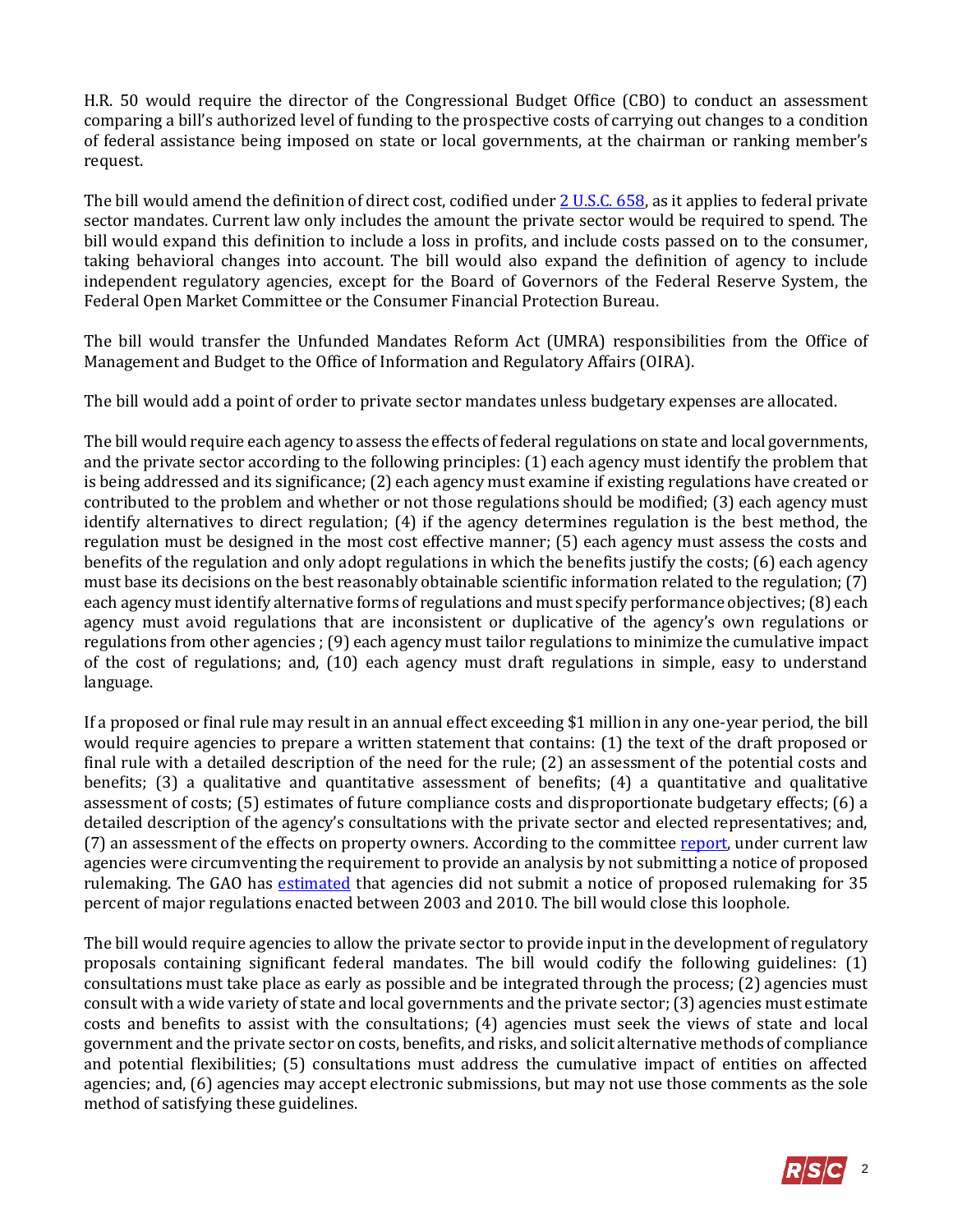H.R. 50 would require the director of the Congressional Budget Office (CBO) to conduct an assessment comparing a bill's authorized level of funding to the prospective costs of carrying out changes to a condition of federal assistance being imposed on state or local governments, at the chairman or ranking member's request.

The bill would amend the definition of direct cost, codified under [2 U.S.C. 658](), as it applies to federal private sector mandates. Current law only includes the amount the private sector would be required to spend. The bill would expand this definition to include a loss in profits, and include costs passed on to the consumer, taking behavioral changes into account. The bill would also expand the definition of agency to include independent regulatory agencies, except for the Board of Governors of the Federal Reserve System, the Federal Open Market Committee or the Consumer Financial Protection Bureau.

The bill would transfer the Unfunded Mandates Reform Act (UMRA) responsibilities from the Office of Management and Budget to the Office of Information and Regulatory Affairs (OIRA).

The bill would add a point of order to private sector mandates unless budgetary expenses are allocated.

The bill would require each agency to assess the effects of federal regulations on state and local governments, and the private sector according to the following principles: (1) each agency must identify the problem that is being addressed and its significance; (2) each agency must examine if existing regulations have created or contributed to the problem and whether or not those regulations should be modified; (3) each agency must identify alternatives to direct regulation; (4) if the agency determines regulation is the best method, the regulation must be designed in the most cost effective manner; (5) each agency must assess the costs and benefits of the regulation and only adopt regulations in which the benefits justify the costs; (6) each agency must base its decisions on the best reasonably obtainable scientific information related to the regulation; (7) each agency must identify alternative forms of regulations and must specify performance objectives; (8) each agency must avoid regulations that are inconsistent or duplicative of the agency's own regulations or regulations from other agencies ; (9) each agency must tailor regulations to minimize the cumulative impact of the cost of regulations; and, (10) each agency must draft regulations in simple, easy to understand language.

If a proposed or final rule may result in an annual effect exceeding $1 million in any one-year period, the bill would require agencies to prepare a written statement that contains: (1) the text of the draft proposed or final rule with a detailed description of the need for the rule; (2) an assessment of the potential costs and benefits; (3) a qualitative and quantitative assessment of benefits; (4) a quantitative and qualitative assessment of costs; (5) estimates of future compliance costs and disproportionate budgetary effects; (6) a detailed description of the agency's consultations with the private sector and elected representatives; and, (7) an assessment of the effects on property owners. According to the committee [report](), under current law agencies were circumventing the requirement to provide an analysis by not submitting a notice of proposed rulemaking. The GAO has [estimated]() that agencies did not submit a notice of proposed rulemaking for 35 percent of major regulations enacted between 2003 and 2010. The bill would close this loophole.

The bill would require agencies to allow the private sector to provide input in the development of regulatory proposals containing significant federal mandates. The bill would codify the following guidelines: (1) consultations must take place as early as possible and be integrated through the process; (2) agencies must consult with a wide variety of state and local governments and the private sector; (3) agencies must estimate costs and benefits to assist with the consultations; (4) agencies must seek the views of state and local government and the private sector on costs, benefits, and risks, and solicit alternative methods of compliance and potential flexibilities; (5) consultations must address the cumulative impact of entities on affected agencies; and, (6) agencies may accept electronic submissions, but may not use those comments as the sole method of satisfying these guidelines.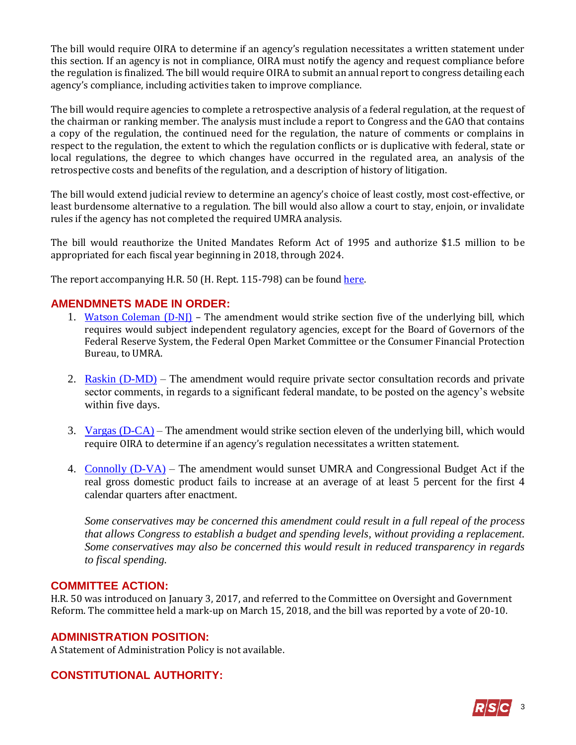The bill would require OIRA to determine if an agency's regulation necessitates a written statement under this section. If an agency is not in compliance, OIRA must notify the agency and request compliance before the regulation is finalized. The bill would require OIRA to submit an annual report to congress detailing each agency's compliance, including activities taken to improve compliance.

The bill would require agencies to complete a retrospective analysis of a federal regulation, at the request of the chairman or ranking member. The analysis must include a report to Congress and the GAO that contains a copy of the regulation, the continued need for the regulation, the nature of comments or complains in respect to the regulation, the extent to which the regulation conflicts or is duplicative with federal, state or local regulations, the degree to which changes have occurred in the regulated area, an analysis of the retrospective costs and benefits of the regulation, and a description of history of litigation.

The bill would extend judicial review to determine an agency's choice of least costly, most cost-effective, or least burdensome alternative to a regulation. The bill would also allow a court to stay, enjoin, or invalidate rules if the agency has not completed the required UMRA analysis.

The bill would reauthorize the United Mandates Reform Act of 1995 and authorize $1.5 million to be appropriated for each fiscal year beginning in 2018, through 2024.

The report accompanying H.R. 50 (H. Rept. 115-798) can be found here.

## AMENDMNETS MADE IN ORDER:

1. Watson Coleman (D-NJ) – The amendment would strike section five of the underlying bill, which requires would subject independent regulatory agencies, except for the Board of Governors of the Federal Reserve System, the Federal Open Market Committee or the Consumer Financial Protection Bureau, to UMRA.

2. Raskin (D-MD) – The amendment would require private sector consultation records and private sector comments, in regards to a significant federal mandate, to be posted on the agency's website within five days.

3. Vargas (D-CA) – The amendment would strike section eleven of the underlying bill, which would require OIRA to determine if an agency's regulation necessitates a written statement.

4. Connolly (D-VA) – The amendment would sunset UMRA and Congressional Budget Act if the real gross domestic product fails to increase at an average of at least 5 percent for the first 4 calendar quarters after enactment.

   *Some conservatives may be concerned this amendment could result in a full repeal of the process that allows Congress to establish a budget and spending levels, without providing a replacement. Some conservatives may also be concerned this would result in reduced transparency in regards to fiscal spending.*

## COMMITTEE ACTION:

H.R. 50 was introduced on January 3, 2017, and referred to the Committee on Oversight and Government Reform. The committee held a mark-up on March 15, 2018, and the bill was reported by a vote of 20-10.

## ADMINISTRATION POSITION:

A Statement of Administration Policy is not available.

## CONSTITUTIONAL AUTHORITY: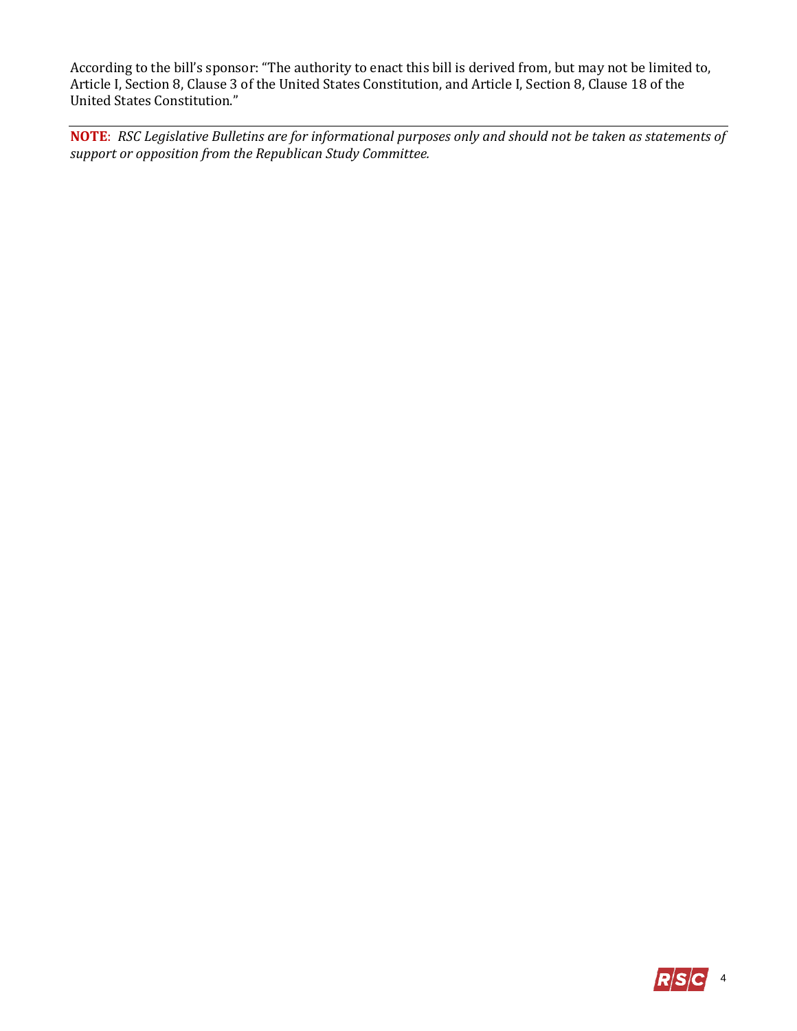According to the bill's sponsor: "The authority to enact this bill is derived from, but may not be limited to, Article I, Section 8, Clause 3 of the United States Constitution, and Article I, Section 8, Clause 18 of the United States Constitution."

---

**NOTE**: *RSC Legislative Bulletins are for informational purposes only and should not be taken as statements of support or opposition from the Republican Study Committee.*